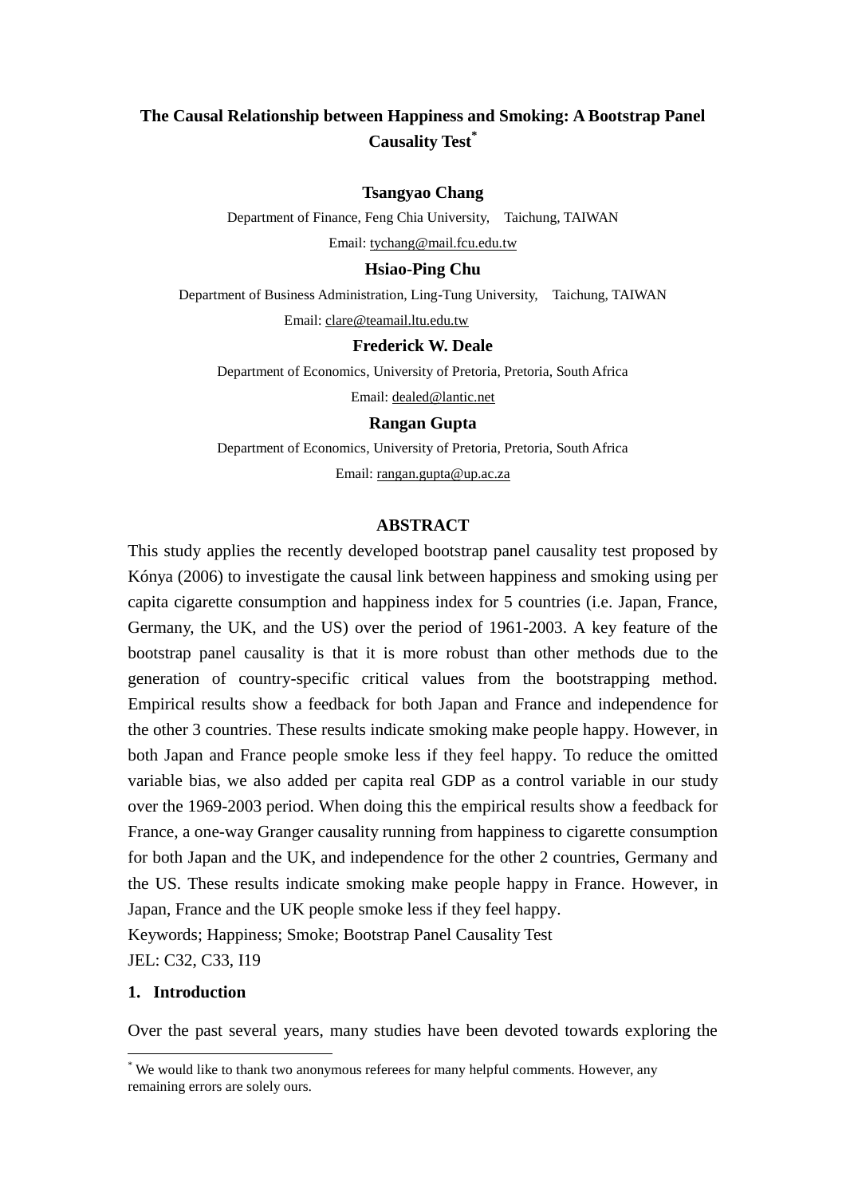# The Causal Relationship between Happiness and Smoking: A Bootstrap Panel Causality Test[*]

**Tsangyao Chang**

Department of Finance, Feng Chia University, Taichung, TAIWAN

Email: tychang@mail.fcu.edu.tw

**Hsiao-Ping Chu**

Department of Business Administration, Ling-Tung University, Taichung, TAIWAN

Email: clare@teamail.ltu.edu.tw

**Frederick W. Deale**

Department of Economics, University of Pretoria, Pretoria, South Africa

Email: dealed@lantic.net

**Rangan Gupta**

Department of Economics, University of Pretoria, Pretoria, South Africa

Email: rangan.gupta@up.ac.za

## ABSTRACT

This study applies the recently developed bootstrap panel causality test proposed by Kónya (2006) to investigate the causal link between happiness and smoking using per capita cigarette consumption and happiness index for 5 countries (i.e. Japan, France, Germany, the UK, and the US) over the period of 1961-2003. A key feature of the bootstrap panel causality is that it is more robust than other methods due to the generation of country-specific critical values from the bootstrapping method. Empirical results show a feedback for both Japan and France and independence for the other 3 countries. These results indicate smoking make people happy. However, in both Japan and France people smoke less if they feel happy. To reduce the omitted variable bias, we also added per capita real GDP as a control variable in our study over the 1969-2003 period. When doing this the empirical results show a feedback for France, a one-way Granger causality running from happiness to cigarette consumption for both Japan and the UK, and independence for the other 2 countries, Germany and the US. These results indicate smoking make people happy in France. However, in Japan, France and the UK people smoke less if they feel happy.

Keywords; Happiness; Smoke; Bootstrap Panel Causality Test

JEL: C32, C33, I19

## 1. Introduction

Over the past several years, many studies have been devoted towards exploring the

[*] We would like to thank two anonymous referees for many helpful comments. However, any remaining errors are solely ours.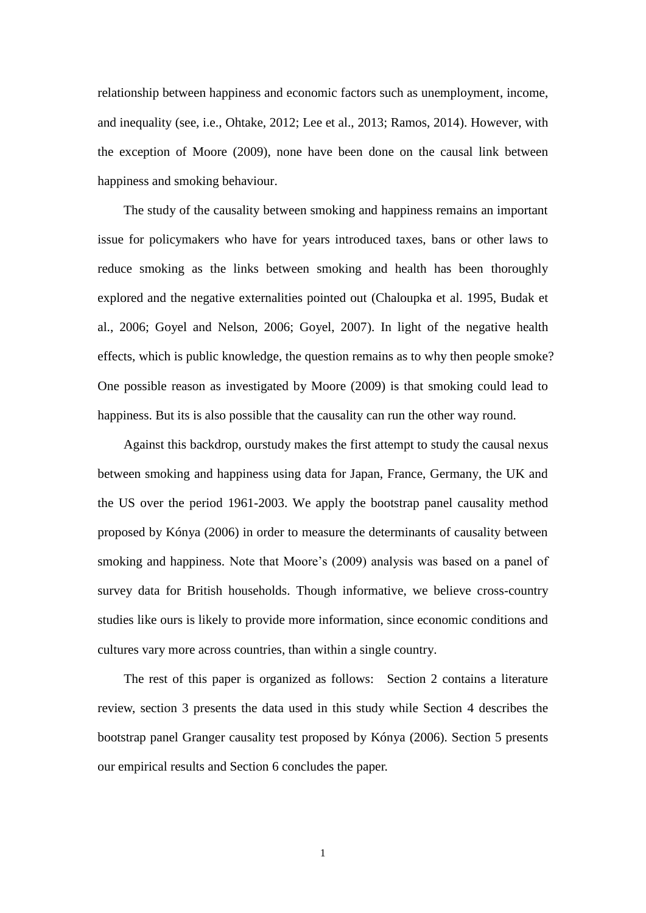relationship between happiness and economic factors such as unemployment, income, and inequality (see, i.e., Ohtake, 2012; Lee et al., 2013; Ramos, 2014). However, with the exception of Moore (2009), none have been done on the causal link between happiness and smoking behaviour.

The study of the causality between smoking and happiness remains an important issue for policymakers who have for years introduced taxes, bans or other laws to reduce smoking as the links between smoking and health has been thoroughly explored and the negative externalities pointed out (Chaloupka et al. 1995, Budak et al., 2006; Goyel and Nelson, 2006; Goyel, 2007). In light of the negative health effects, which is public knowledge, the question remains as to why then people smoke? One possible reason as investigated by Moore (2009) is that smoking could lead to happiness. But its is also possible that the causality can run the other way round.

Against this backdrop, ourstudy makes the first attempt to study the causal nexus between smoking and happiness using data for Japan, France, Germany, the UK and the US over the period 1961-2003. We apply the bootstrap panel causality method proposed by Kónya (2006) in order to measure the determinants of causality between smoking and happiness. Note that Moore's (2009) analysis was based on a panel of survey data for British households. Though informative, we believe cross-country studies like ours is likely to provide more information, since economic conditions and cultures vary more across countries, than within a single country.

The rest of this paper is organized as follows: Section 2 contains a literature review, section 3 presents the data used in this study while Section 4 describes the bootstrap panel Granger causality test proposed by Kónya (2006). Section 5 presents our empirical results and Section 6 concludes the paper.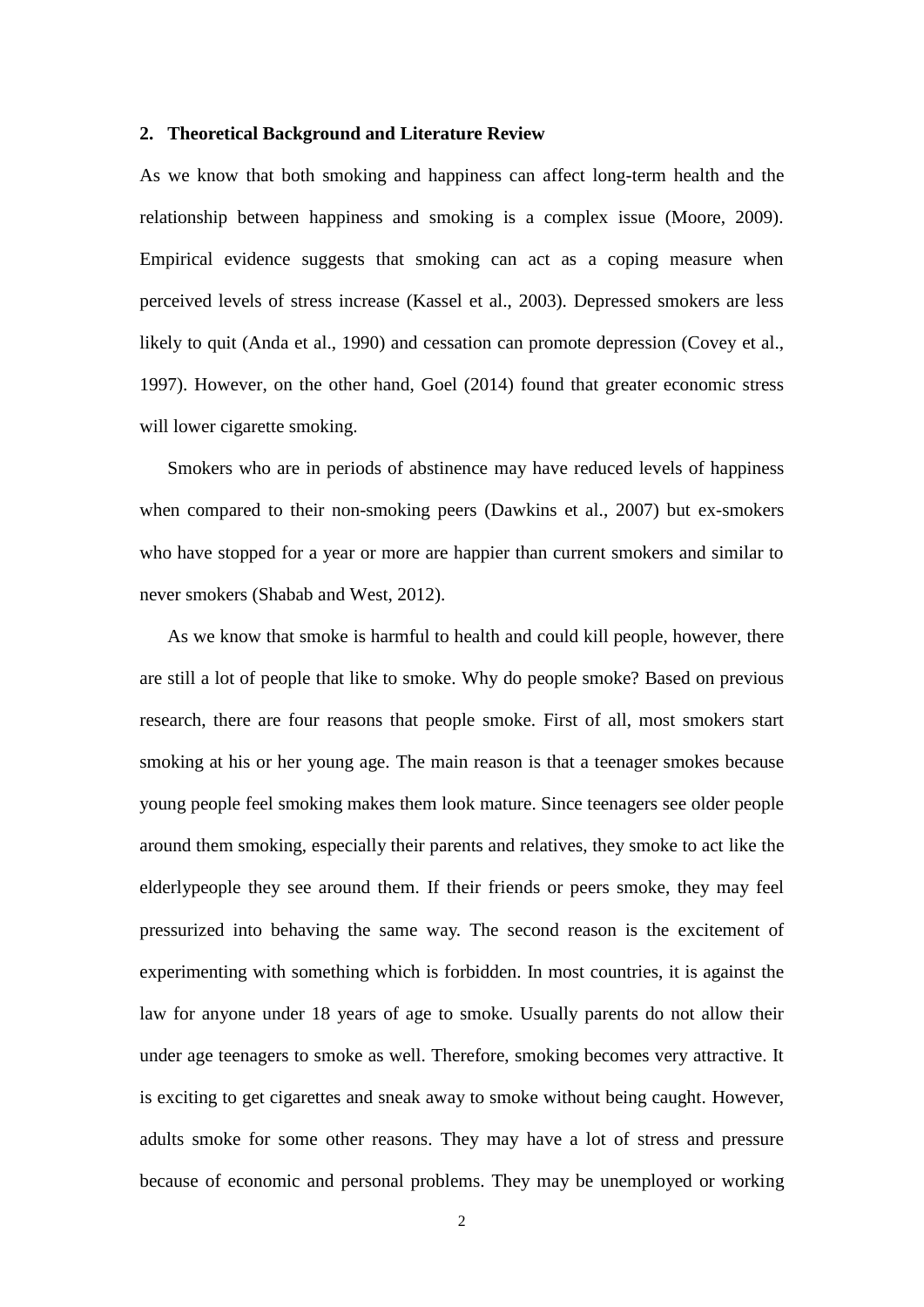## 2. Theoretical Background and Literature Review

As we know that both smoking and happiness can affect long-term health and the relationship between happiness and smoking is a complex issue (Moore, 2009). Empirical evidence suggests that smoking can act as a coping measure when perceived levels of stress increase (Kassel et al., 2003). Depressed smokers are less likely to quit (Anda et al., 1990) and cessation can promote depression (Covey et al., 1997). However, on the other hand, Goel (2014) found that greater economic stress will lower cigarette smoking.

Smokers who are in periods of abstinence may have reduced levels of happiness when compared to their non-smoking peers (Dawkins et al., 2007) but ex-smokers who have stopped for a year or more are happier than current smokers and similar to never smokers (Shabab and West, 2012).

As we know that smoke is harmful to health and could kill people, however, there are still a lot of people that like to smoke. Why do people smoke? Based on previous research, there are four reasons that people smoke. First of all, most smokers start smoking at his or her young age. The main reason is that a teenager smokes because young people feel smoking makes them look mature. Since teenagers see older people around them smoking, especially their parents and relatives, they smoke to act like the elderlypeople they see around them. If their friends or peers smoke, they may feel pressurized into behaving the same way. The second reason is the excitement of experimenting with something which is forbidden. In most countries, it is against the law for anyone under 18 years of age to smoke. Usually parents do not allow their under age teenagers to smoke as well. Therefore, smoking becomes very attractive. It is exciting to get cigarettes and sneak away to smoke without being caught. However, adults smoke for some other reasons. They may have a lot of stress and pressure because of economic and personal problems. They may be unemployed or working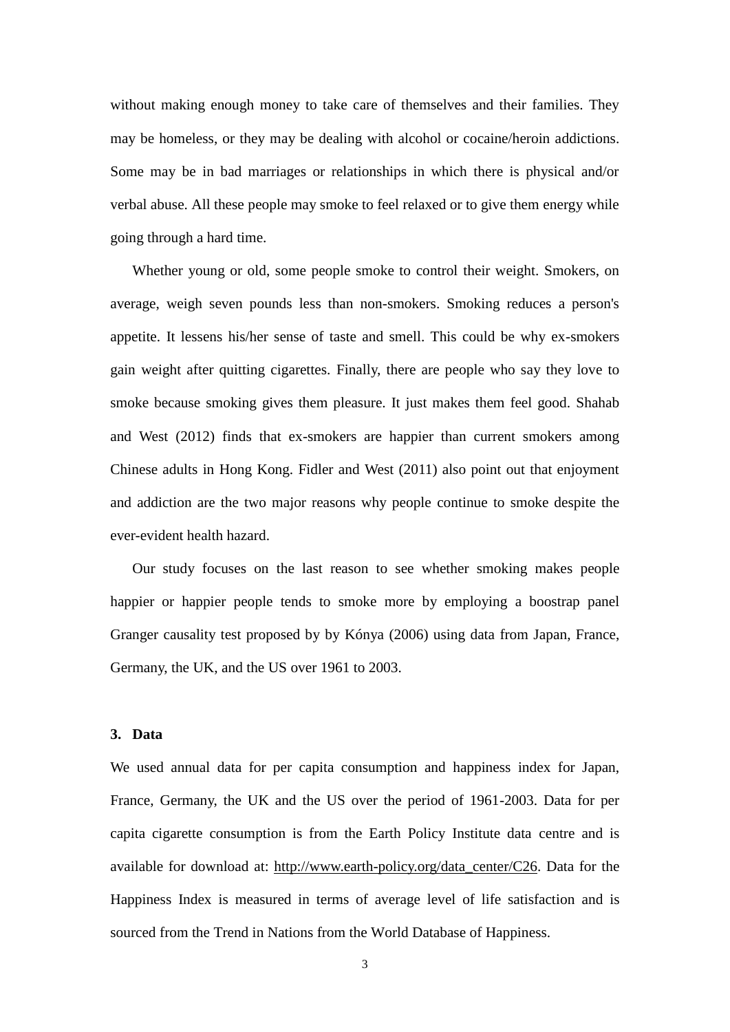without making enough money to take care of themselves and their families. They may be homeless, or they may be dealing with alcohol or cocaine/heroin addictions. Some may be in bad marriages or relationships in which there is physical and/or verbal abuse. All these people may smoke to feel relaxed or to give them energy while going through a hard time.

Whether young or old, some people smoke to control their weight. Smokers, on average, weigh seven pounds less than non-smokers. Smoking reduces a person's appetite. It lessens his/her sense of taste and smell. This could be why ex-smokers gain weight after quitting cigarettes. Finally, there are people who say they love to smoke because smoking gives them pleasure. It just makes them feel good. Shahab and West (2012) finds that ex-smokers are happier than current smokers among Chinese adults in Hong Kong. Fidler and West (2011) also point out that enjoyment and addiction are the two major reasons why people continue to smoke despite the ever-evident health hazard.

Our study focuses on the last reason to see whether smoking makes people happier or happier people tends to smoke more by employing a boostrap panel Granger causality test proposed by by Kónya (2006) using data from Japan, France, Germany, the UK, and the US over 1961 to 2003.

## 3. Data

We used annual data for per capita consumption and happiness index for Japan, France, Germany, the UK and the US over the period of 1961-2003. Data for per capita cigarette consumption is from the Earth Policy Institute data centre and is available for download at: http://www.earth-policy.org/data_center/C26. Data for the Happiness Index is measured in terms of average level of life satisfaction and is sourced from the Trend in Nations from the World Database of Happiness.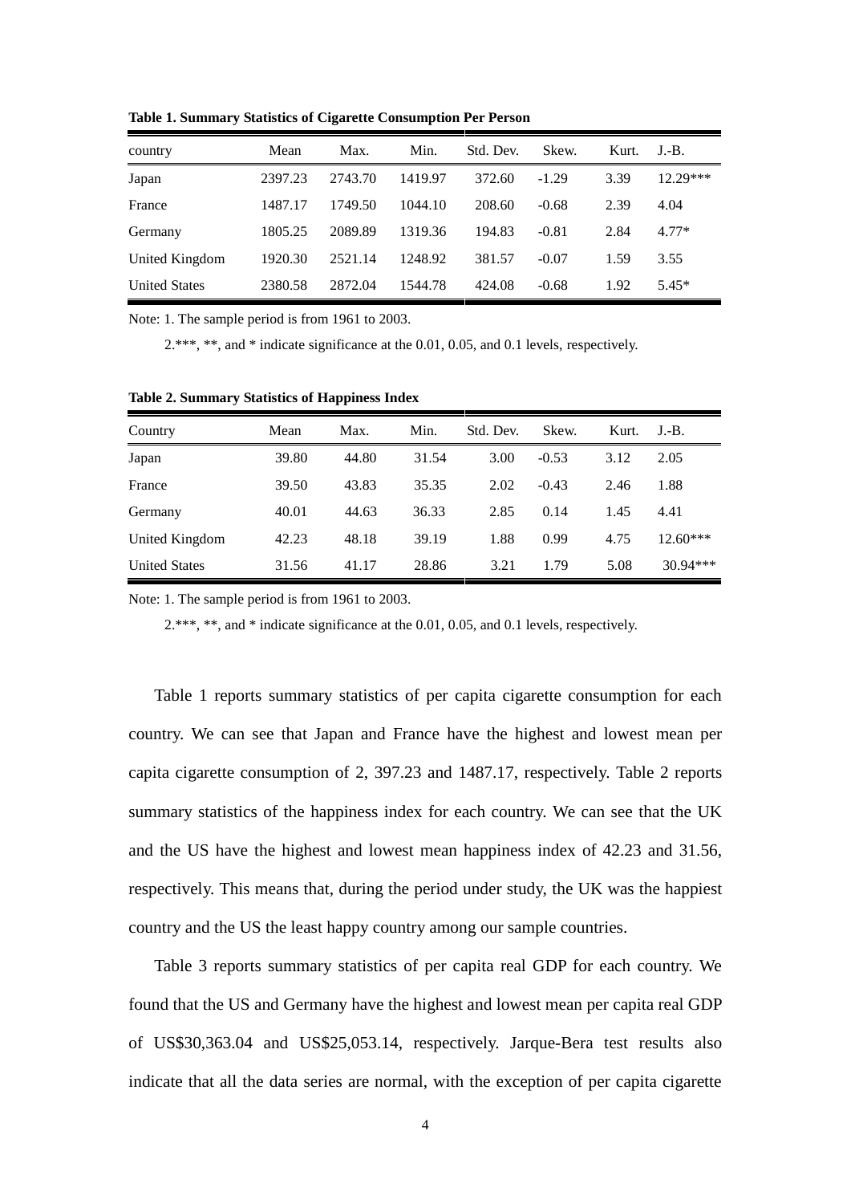**Table 1. Summary Statistics of Cigarette Consumption Per Person**

| country | Mean | Max. | Min. | Std. Dev. | Skew. | Kurt. | J.-B. |
|---|---|---|---|---|---|---|---|
| Japan | 2397.23 | 2743.70 | 1419.97 | 372.60 | -1.29 | 3.39 | 12.29*** |
| France | 1487.17 | 1749.50 | 1044.10 | 208.60 | -0.68 | 2.39 | 4.04 |
| Germany | 1805.25 | 2089.89 | 1319.36 | 194.83 | -0.81 | 2.84 | 4.77* |
| United Kingdom | 1920.30 | 2521.14 | 1248.92 | 381.57 | -0.07 | 1.59 | 3.55 |
| United States | 2380.58 | 2872.04 | 1544.78 | 424.08 | -0.68 | 1.92 | 5.45* |

Note: 1. The sample period is from 1961 to 2003.

2.***, **, and * indicate significance at the 0.01, 0.05, and 0.1 levels, respectively.

**Table 2. Summary Statistics of Happiness Index**

| Country | Mean | Max. | Min. | Std. Dev. | Skew. | Kurt. | J.-B. |
|---|---|---|---|---|---|---|---|
| Japan | 39.80 | 44.80 | 31.54 | 3.00 | -0.53 | 3.12 | 2.05 |
| France | 39.50 | 43.83 | 35.35 | 2.02 | -0.43 | 2.46 | 1.88 |
| Germany | 40.01 | 44.63 | 36.33 | 2.85 | 0.14 | 1.45 | 4.41 |
| United Kingdom | 42.23 | 48.18 | 39.19 | 1.88 | 0.99 | 4.75 | 12.60*** |
| United States | 31.56 | 41.17 | 28.86 | 3.21 | 1.79 | 5.08 | 30.94*** |

Note: 1. The sample period is from 1961 to 2003.

2.***, **, and * indicate significance at the 0.01, 0.05, and 0.1 levels, respectively.

Table 1 reports summary statistics of per capita cigarette consumption for each country. We can see that Japan and France have the highest and lowest mean per capita cigarette consumption of 2, 397.23 and 1487.17, respectively. Table 2 reports summary statistics of the happiness index for each country. We can see that the UK and the US have the highest and lowest mean happiness index of 42.23 and 31.56, respectively. This means that, during the period under study, the UK was the happiest country and the US the least happy country among our sample countries.

Table 3 reports summary statistics of per capita real GDP for each country. We found that the US and Germany have the highest and lowest mean per capita real GDP of US$30,363.04 and US$25,053.14, respectively. Jarque-Bera test results also indicate that all the data series are normal, with the exception of per capita cigarette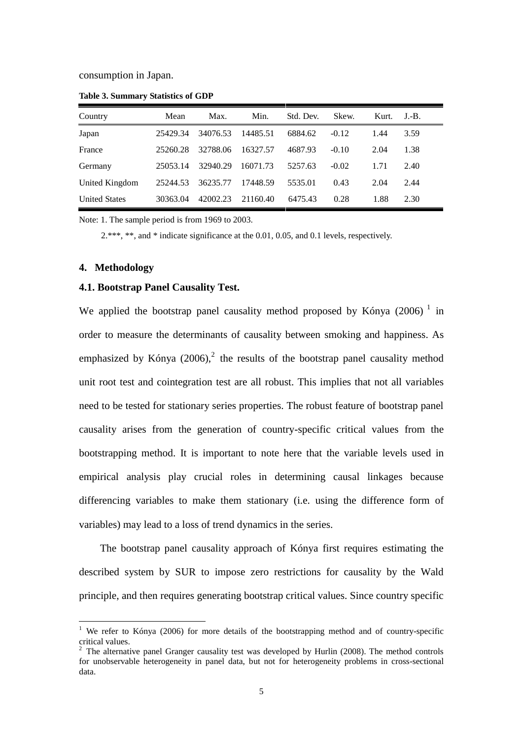consumption in Japan.

**Table 3. Summary Statistics of GDP**

| Country | Mean | Max. | Min. | Std. Dev. | Skew. | Kurt. | J.-B. |
|---|---|---|---|---|---|---|---|
| Japan | 25429.34 | 34076.53 | 14485.51 | 6884.62 | -0.12 | 1.44 | 3.59 |
| France | 25260.28 | 32788.06 | 16327.57 | 4687.93 | -0.10 | 2.04 | 1.38 |
| Germany | 25053.14 | 32940.29 | 16071.73 | 5257.63 | -0.02 | 1.71 | 2.40 |
| United Kingdom | 25244.53 | 36235.77 | 17448.59 | 5535.01 | 0.43 | 2.04 | 2.44 |
| United States | 30363.04 | 42002.23 | 21160.40 | 6475.43 | 0.28 | 1.88 | 2.30 |

Note: 1. The sample period is from 1969 to 2003.

2.***, **, and * indicate significance at the 0.01, 0.05, and 0.1 levels, respectively.

## 4. Methodology

### 4.1. Bootstrap Panel Causality Test.

We applied the bootstrap panel causality method proposed by Kónya (2006) [1] in order to measure the determinants of causality between smoking and happiness. As emphasized by Kónya (2006),[2] the results of the bootstrap panel causality method unit root test and cointegration test are all robust. This implies that not all variables need to be tested for stationary series properties. The robust feature of bootstrap panel causality arises from the generation of country-specific critical values from the bootstrapping method. It is important to note here that the variable levels used in empirical analysis play crucial roles in determining causal linkages because differencing variables to make them stationary (i.e. using the difference form of variables) may lead to a loss of trend dynamics in the series.

The bootstrap panel causality approach of Kónya first requires estimating the described system by SUR to impose zero restrictions for causality by the Wald principle, and then requires generating bootstrap critical values. Since country specific

[1] We refer to Kónya (2006) for more details of the bootstrapping method and of country-specific critical values.

[2] The alternative panel Granger causality test was developed by Hurlin (2008). The method controls for unobservable heterogeneity in panel data, but not for heterogeneity problems in cross-sectional data.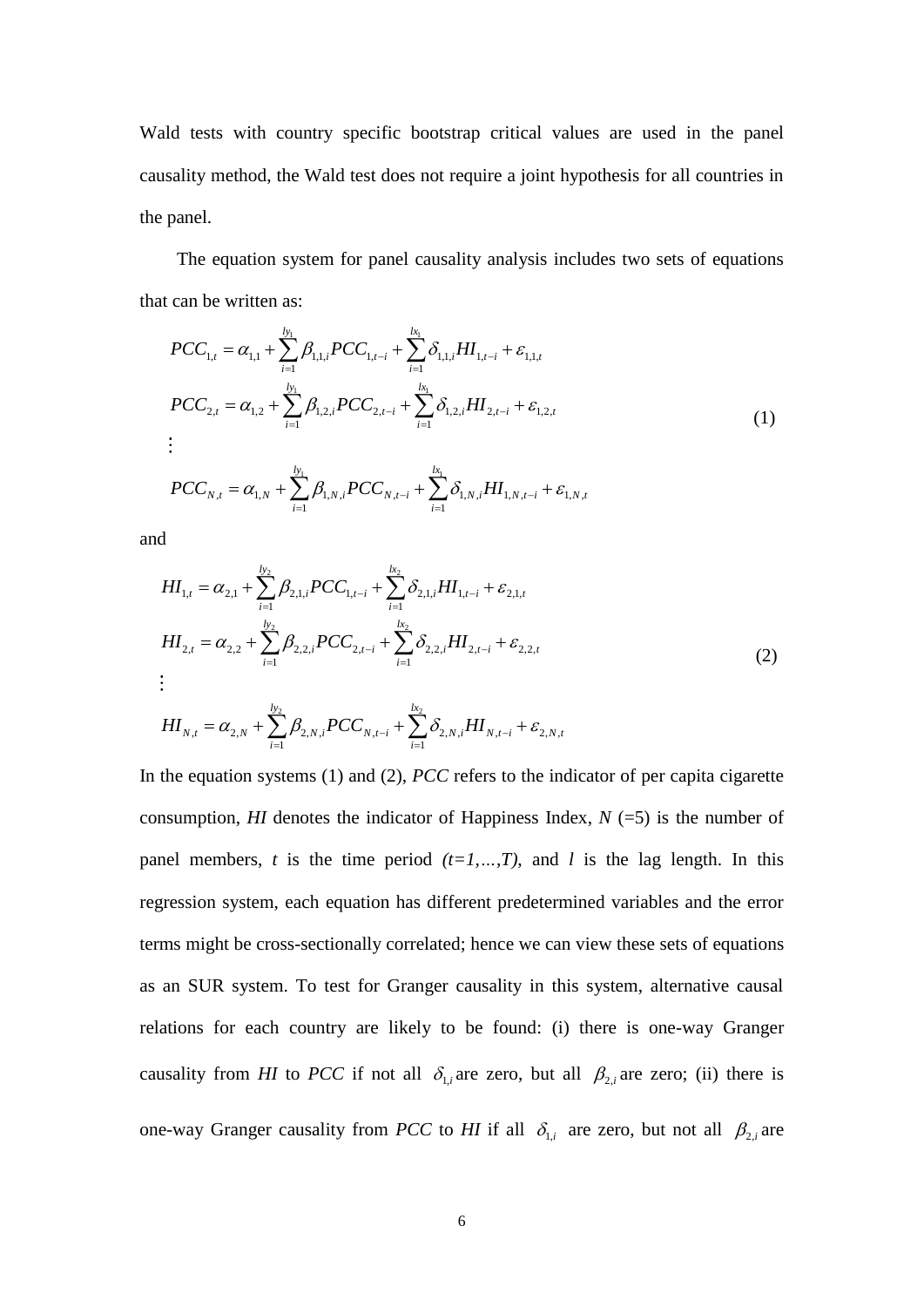Wald tests with country specific bootstrap critical values are used in the panel causality method, the Wald test does not require a joint hypothesis for all countries in the panel.

The equation system for panel causality analysis includes two sets of equations that can be written as:

$$
\begin{aligned}
PCC_{1,t} &= \alpha_{1,1} + \sum_{i=1}^{ly_1} \beta_{1,1,i} PCC_{1,t-i} + \sum_{i=1}^{lx_1} \delta_{1,1,i} HI_{1,t-i} + \varepsilon_{1,1,t} \\
PCC_{2,t} &= \alpha_{1,2} + \sum_{i=1}^{ly_1} \beta_{1,2,i} PCC_{2,t-i} + \sum_{i=1}^{lx_1} \delta_{1,2,i} HI_{2,t-i} + \varepsilon_{1,2,t} \\
&\vdots \\
PCC_{N,t} &= \alpha_{1,N} + \sum_{i=1}^{ly_1} \beta_{1,N,i} PCC_{N,t-i} + \sum_{i=1}^{lx_1} \delta_{1,N,i} HI_{1,N,t-i} + \varepsilon_{1,N,t}
\end{aligned}
\tag{1}
$$

and

$$
\begin{aligned}
HI_{1,t} &= \alpha_{2,1} + \sum_{i=1}^{ly_2} \beta_{2,1,i} PCC_{1,t-i} + \sum_{i=1}^{lx_2} \delta_{2,1,i} HI_{1,t-i} + \varepsilon_{2,1,t} \\
HI_{2,t} &= \alpha_{2,2} + \sum_{i=1}^{ly_2} \beta_{2,2,i} PCC_{2,t-i} + \sum_{i=1}^{lx_2} \delta_{2,2,i} HI_{2,t-i} + \varepsilon_{2,2,t} \\
&\vdots \\
HI_{N,t} &= \alpha_{2,N} + \sum_{i=1}^{ly_2} \beta_{2,N,i} PCC_{N,t-i} + \sum_{i=1}^{lx_2} \delta_{2,N,i} HI_{N,t-i} + \varepsilon_{2,N,t}
\end{aligned}
\tag{2}
$$

In the equation systems (1) and (2), *PCC* refers to the indicator of per capita cigarette consumption, *HI* denotes the indicator of Happiness Index, $N$ (=5) is the number of panel members, $t$ is the time period $(t=1,\ldots,T)$, and $l$ is the lag length. In this regression system, each equation has different predetermined variables and the error terms might be cross-sectionally correlated; hence we can view these sets of equations as an SUR system. To test for Granger causality in this system, alternative causal relations for each country are likely to be found: (i) there is one-way Granger causality from *HI* to *PCC* if not all $\delta_{1,i}$ are zero, but all $\beta_{2,i}$ are zero; (ii) there is one-way Granger causality from *PCC* to *HI* if all $\delta_{1,i}$ are zero, but not all $\beta_{2,i}$ are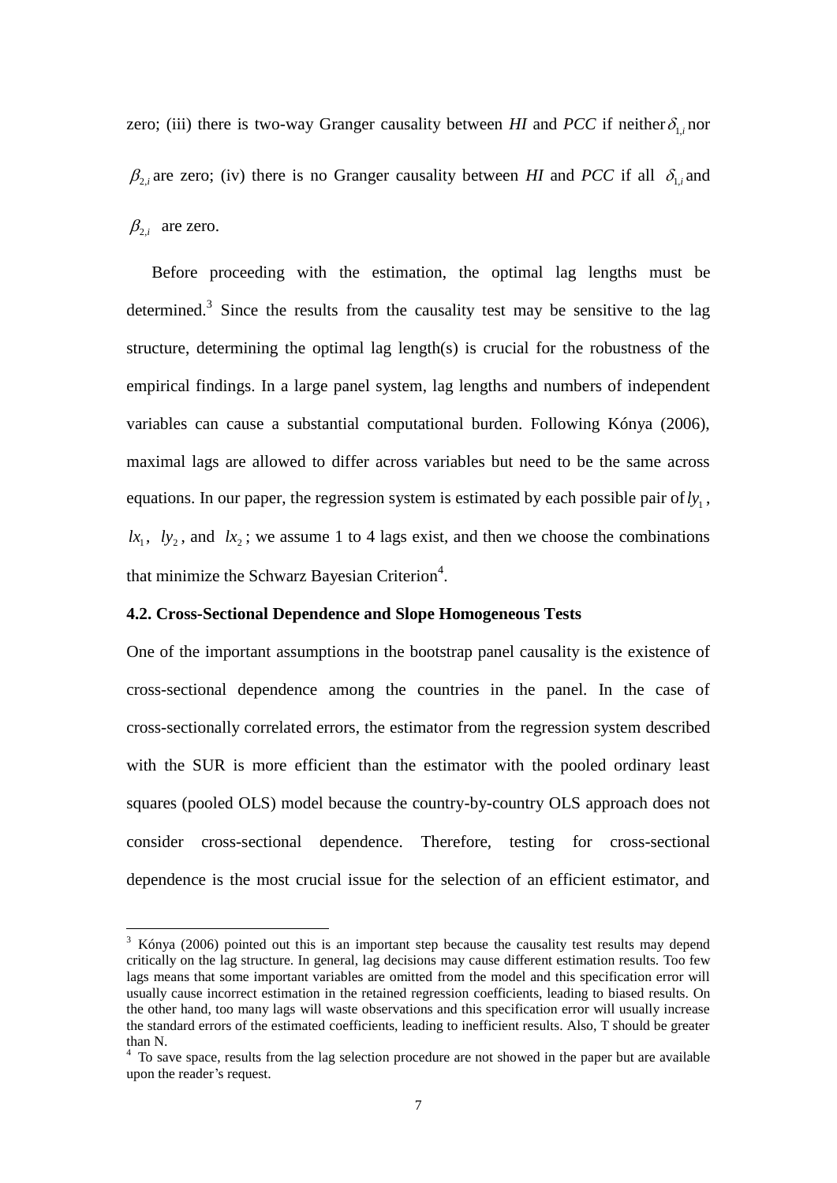zero; (iii) there is two-way Granger causality between *HI* and *PCC* if neither $\delta_{1,i}$ nor $\beta_{2,i}$ are zero; (iv) there is no Granger causality between *HI* and *PCC* if all $\delta_{1,i}$ and $\beta_{2,i}$ are zero.

Before proceeding with the estimation, the optimal lag lengths must be determined.[3] Since the results from the causality test may be sensitive to the lag structure, determining the optimal lag length(s) is crucial for the robustness of the empirical findings. In a large panel system, lag lengths and numbers of independent variables can cause a substantial computational burden. Following Kónya (2006), maximal lags are allowed to differ across variables but need to be the same across equations. In our paper, the regression system is estimated by each possible pair of $ly_1$, $lx_1$, $ly_2$, and $lx_2$; we assume 1 to 4 lags exist, and then we choose the combinations that minimize the Schwarz Bayesian Criterion[4].

**4.2. Cross-Sectional Dependence and Slope Homogeneous Tests**

One of the important assumptions in the bootstrap panel causality is the existence of cross-sectional dependence among the countries in the panel. In the case of cross-sectionally correlated errors, the estimator from the regression system described with the SUR is more efficient than the estimator with the pooled ordinary least squares (pooled OLS) model because the country-by-country OLS approach does not consider cross-sectional dependence. Therefore, testing for cross-sectional dependence is the most crucial issue for the selection of an efficient estimator, and

---

[3] Kónya (2006) pointed out this is an important step because the causality test results may depend critically on the lag structure. In general, lag decisions may cause different estimation results. Too few lags means that some important variables are omitted from the model and this specification error will usually cause incorrect estimation in the retained regression coefficients, leading to biased results. On the other hand, too many lags will waste observations and this specification error will usually increase the standard errors of the estimated coefficients, leading to inefficient results. Also, T should be greater than N.

[4] To save space, results from the lag selection procedure are not showed in the paper but are available upon the reader's request.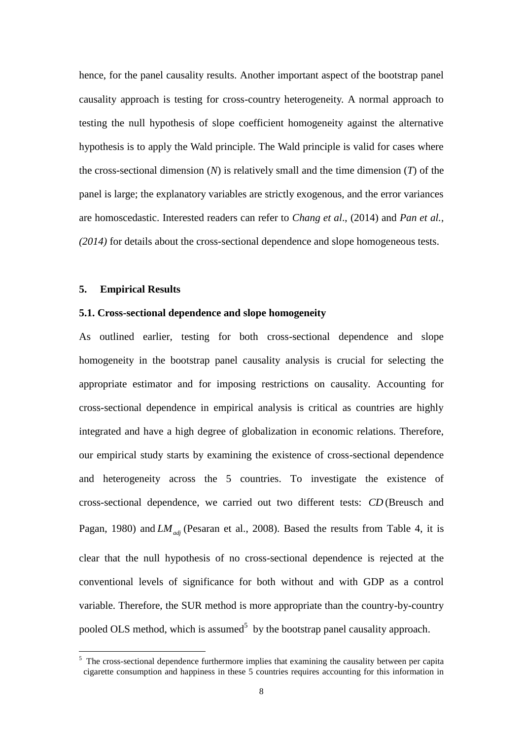hence, for the panel causality results. Another important aspect of the bootstrap panel causality approach is testing for cross-country heterogeneity. A normal approach to testing the null hypothesis of slope coefficient homogeneity against the alternative hypothesis is to apply the Wald principle. The Wald principle is valid for cases where the cross-sectional dimension ($N$) is relatively small and the time dimension ($T$) of the panel is large; the explanatory variables are strictly exogenous, and the error variances are homoscedastic. Interested readers can refer to *Chang et al*., (2014) and *Pan et al., (2014)* for details about the cross-sectional dependence and slope homogeneous tests.

## 5. Empirical Results

### 5.1. Cross-sectional dependence and slope homogeneity

As outlined earlier, testing for both cross-sectional dependence and slope homogeneity in the bootstrap panel causality analysis is crucial for selecting the appropriate estimator and for imposing restrictions on causality. Accounting for cross-sectional dependence in empirical analysis is critical as countries are highly integrated and have a high degree of globalization in economic relations. Therefore, our empirical study starts by examining the existence of cross-sectional dependence and heterogeneity across the 5 countries. To investigate the existence of cross-sectional dependence, we carried out two different tests: $CD$ (Breusch and Pagan, 1980) and $LM_{adj}$ (Pesaran et al., 2008). Based the results from Table 4, it is clear that the null hypothesis of no cross-sectional dependence is rejected at the conventional levels of significance for both without and with GDP as a control variable. Therefore, the SUR method is more appropriate than the country-by-country pooled OLS method, which is assumed[5] by the bootstrap panel causality approach.

[5] The cross-sectional dependence furthermore implies that examining the causality between per capita cigarette consumption and happiness in these 5 countries requires accounting for this information in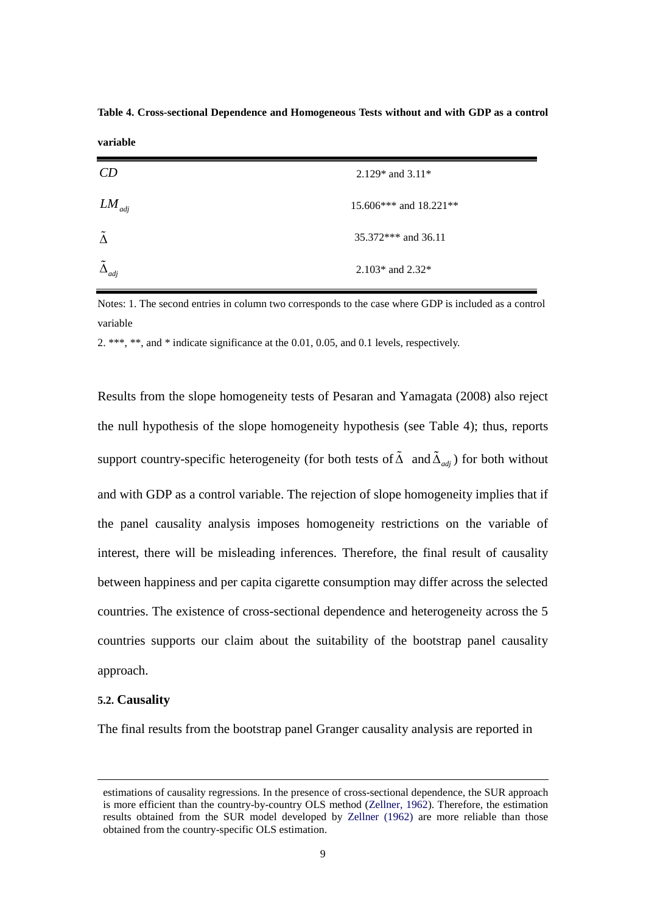**Table 4. Cross-sectional Dependence and Homogeneous Tests without and with GDP as a control variable**

| | |
|---|---|
| $CD$ | 2.129* and 3.11* |
| $LM_{adj}$ | 15.606*** and 18.221** |
| $\tilde{\Delta}$ | 35.372*** and 36.11 |
| $\tilde{\Delta}_{adj}$ | 2.103* and 2.32* |

Notes: 1. The second entries in column two corresponds to the case where GDP is included as a control variable

2. ***, **, and * indicate significance at the 0.01, 0.05, and 0.1 levels, respectively.

Results from the slope homogeneity tests of Pesaran and Yamagata (2008) also reject the null hypothesis of the slope homogeneity hypothesis (see Table 4); thus, reports support country-specific heterogeneity (for both tests of $\tilde{\Delta}$ and $\tilde{\Delta}_{adj}$) for both without and with GDP as a control variable. The rejection of slope homogeneity implies that if the panel causality analysis imposes homogeneity restrictions on the variable of interest, there will be misleading inferences. Therefore, the final result of causality between happiness and per capita cigarette consumption may differ across the selected countries. The existence of cross-sectional dependence and heterogeneity across the 5 countries supports our claim about the suitability of the bootstrap panel causality approach.

### 5.2. Causality

The final results from the bootstrap panel Granger causality analysis are reported in

---

estimations of causality regressions. In the presence of cross-sectional dependence, the SUR approach is more efficient than the country-by-country OLS method (Zellner, 1962). Therefore, the estimation results obtained from the SUR model developed by Zellner (1962) are more reliable than those obtained from the country-specific OLS estimation.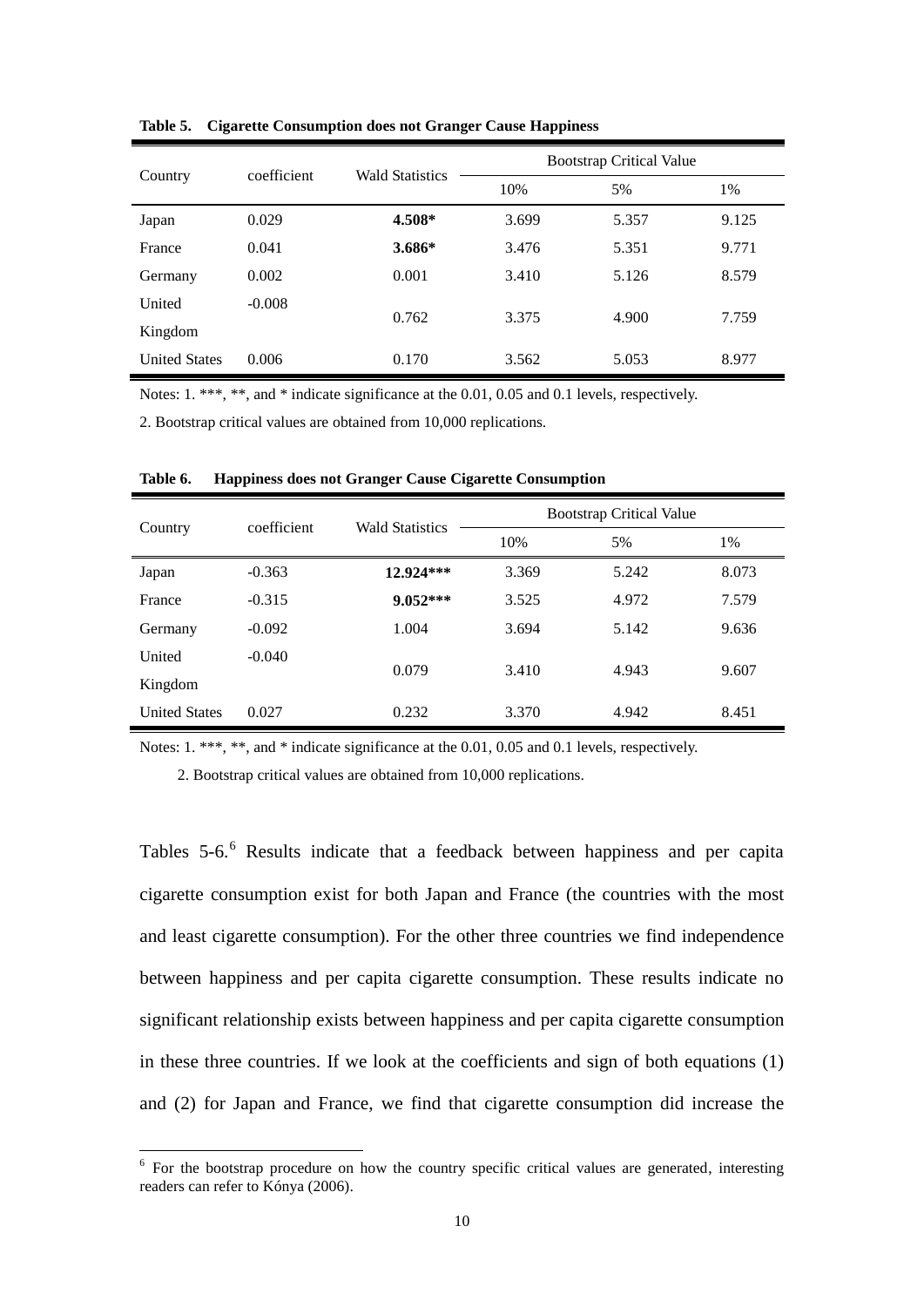**Table 5. Cigarette Consumption does not Granger Cause Happiness**

| Country | coefficient | Wald Statistics | Bootstrap Critical Value | | |
|---|---|---|---|---|---|
| | | | 10% | 5% | 1% |
| Japan | 0.029 | **4.508*** | 3.699 | 5.357 | 9.125 |
| France | 0.041 | **3.686*** | 3.476 | 5.351 | 9.771 |
| Germany | 0.002 | 0.001 | 3.410 | 5.126 | 8.579 |
| United Kingdom | -0.008 | 0.762 | 3.375 | 4.900 | 7.759 |
| United States | 0.006 | 0.170 | 3.562 | 5.053 | 8.977 |

Notes: 1. ***, **, and * indicate significance at the 0.01, 0.05 and 0.1 levels, respectively.

2. Bootstrap critical values are obtained from 10,000 replications.

**Table 6. Happiness does not Granger Cause Cigarette Consumption**

| Country | coefficient | Wald Statistics | Bootstrap Critical Value | | |
|---|---|---|---|---|---|
| | | | 10% | 5% | 1% |
| Japan | -0.363 | **12.924*** ** | 3.369 | 5.242 | 8.073 |
| France | -0.315 | **9.052*** ** | 3.525 | 4.972 | 7.579 |
| Germany | -0.092 | 1.004 | 3.694 | 5.142 | 9.636 |
| United Kingdom | -0.040 | 0.079 | 3.410 | 4.943 | 9.607 |
| United States | 0.027 | 0.232 | 3.370 | 4.942 | 8.451 |

Notes: 1. ***, **, and * indicate significance at the 0.01, 0.05 and 0.1 levels, respectively.

2. Bootstrap critical values are obtained from 10,000 replications.

Tables 5-6.[6] Results indicate that a feedback between happiness and per capita cigarette consumption exist for both Japan and France (the countries with the most and least cigarette consumption). For the other three countries we find independence between happiness and per capita cigarette consumption. These results indicate no significant relationship exists between happiness and per capita cigarette consumption in these three countries. If we look at the coefficients and sign of both equations (1) and (2) for Japan and France, we find that cigarette consumption did increase the

[6] For the bootstrap procedure on how the country specific critical values are generated, interesting readers can refer to Kónya (2006).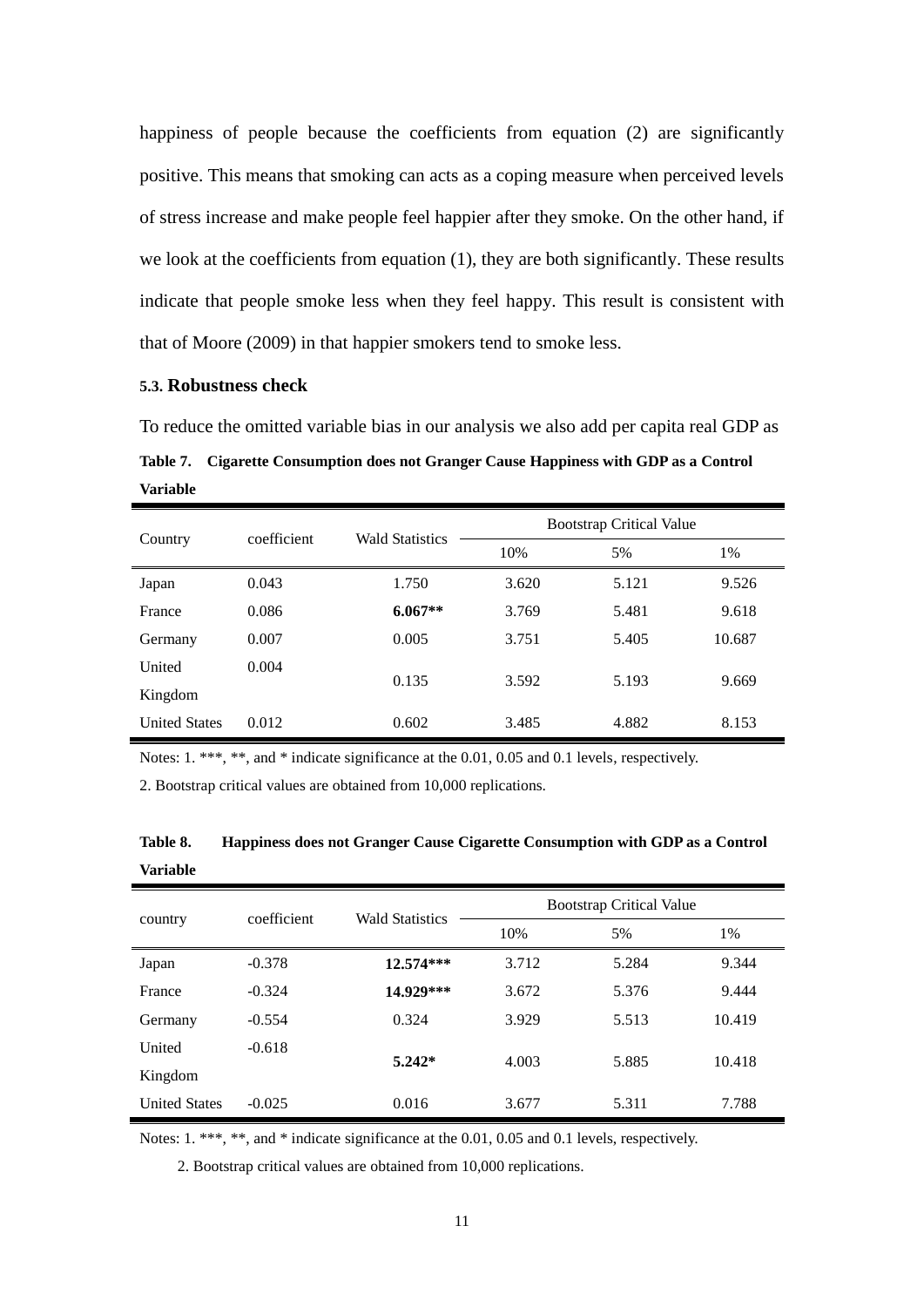happiness of people because the coefficients from equation (2) are significantly positive. This means that smoking can acts as a coping measure when perceived levels of stress increase and make people feel happier after they smoke. On the other hand, if we look at the coefficients from equation (1), they are both significantly. These results indicate that people smoke less when they feel happy. This result is consistent with that of Moore (2009) in that happier smokers tend to smoke less.

### 5.3. Robustness check

To reduce the omitted variable bias in our analysis we also add per capita real GDP as

**Table 7. Cigarette Consumption does not Granger Cause Happiness with GDP as a Control Variable**

| Country | coefficient | Wald Statistics | Bootstrap Critical Value | | |
|---|---|---|---|---|---|
| | | | 10% | 5% | 1% |
| Japan | 0.043 | 1.750 | 3.620 | 5.121 | 9.526 |
| France | 0.086 | **6.067**** | 3.769 | 5.481 | 9.618 |
| Germany | 0.007 | 0.005 | 3.751 | 5.405 | 10.687 |
| United Kingdom | 0.004 | 0.135 | 3.592 | 5.193 | 9.669 |
| United States | 0.012 | 0.602 | 3.485 | 4.882 | 8.153 |

Notes: 1. ***, **, and * indicate significance at the 0.01, 0.05 and 0.1 levels, respectively.

2. Bootstrap critical values are obtained from 10,000 replications.

**Table 8. Happiness does not Granger Cause Cigarette Consumption with GDP as a Control Variable**

| country | coefficient | Wald Statistics | Bootstrap Critical Value | | |
|---|---|---|---|---|---|
| | | | 10% | 5% | 1% |
| Japan | -0.378 | **12.574***** | 3.712 | 5.284 | 9.344 |
| France | -0.324 | **14.929***** | 3.672 | 5.376 | 9.444 |
| Germany | -0.554 | 0.324 | 3.929 | 5.513 | 10.419 |
| United Kingdom | -0.618 | **5.242*** | 4.003 | 5.885 | 10.418 |
| United States | -0.025 | 0.016 | 3.677 | 5.311 | 7.788 |

Notes: 1. ***, **, and * indicate significance at the 0.01, 0.05 and 0.1 levels, respectively.

2. Bootstrap critical values are obtained from 10,000 replications.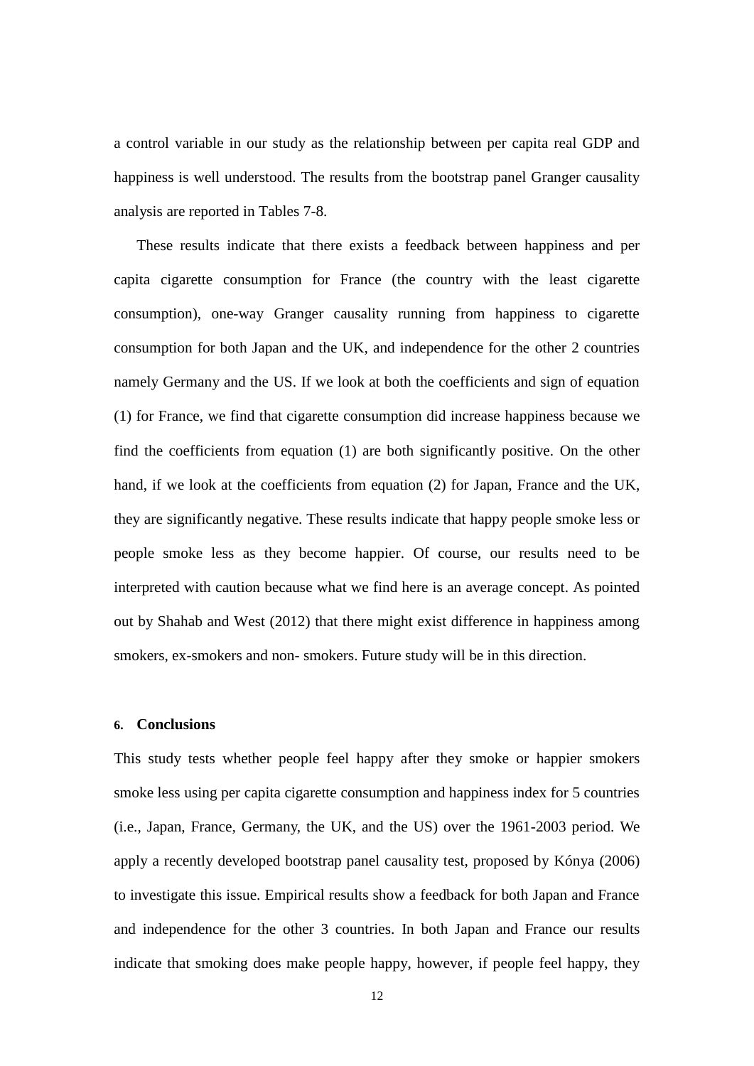a control variable in our study as the relationship between per capita real GDP and happiness is well understood. The results from the bootstrap panel Granger causality analysis are reported in Tables 7-8.

These results indicate that there exists a feedback between happiness and per capita cigarette consumption for France (the country with the least cigarette consumption), one-way Granger causality running from happiness to cigarette consumption for both Japan and the UK, and independence for the other 2 countries namely Germany and the US. If we look at both the coefficients and sign of equation (1) for France, we find that cigarette consumption did increase happiness because we find the coefficients from equation (1) are both significantly positive. On the other hand, if we look at the coefficients from equation (2) for Japan, France and the UK, they are significantly negative. These results indicate that happy people smoke less or people smoke less as they become happier. Of course, our results need to be interpreted with caution because what we find here is an average concept. As pointed out by Shahab and West (2012) that there might exist difference in happiness among smokers, ex-smokers and non- smokers. Future study will be in this direction.

## 6. Conclusions

This study tests whether people feel happy after they smoke or happier smokers smoke less using per capita cigarette consumption and happiness index for 5 countries (i.e., Japan, France, Germany, the UK, and the US) over the 1961-2003 period. We apply a recently developed bootstrap panel causality test, proposed by Kónya (2006) to investigate this issue. Empirical results show a feedback for both Japan and France and independence for the other 3 countries. In both Japan and France our results indicate that smoking does make people happy, however, if people feel happy, they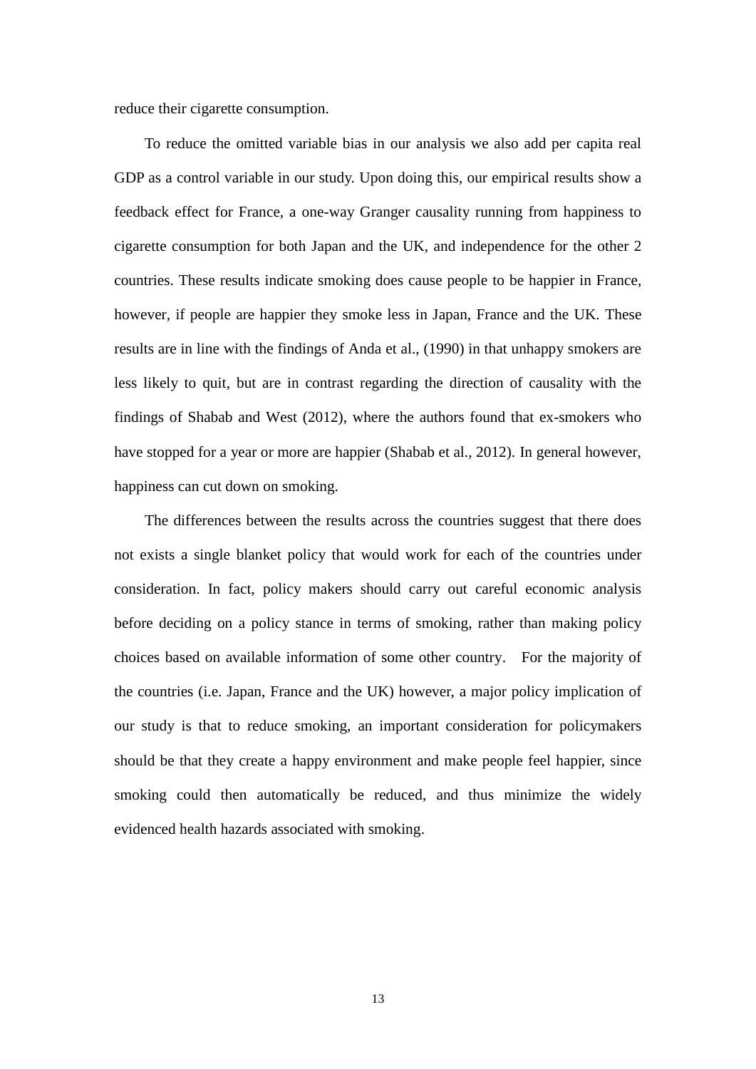reduce their cigarette consumption.

To reduce the omitted variable bias in our analysis we also add per capita real GDP as a control variable in our study. Upon doing this, our empirical results show a feedback effect for France, a one-way Granger causality running from happiness to cigarette consumption for both Japan and the UK, and independence for the other 2 countries. These results indicate smoking does cause people to be happier in France, however, if people are happier they smoke less in Japan, France and the UK. These results are in line with the findings of Anda et al., (1990) in that unhappy smokers are less likely to quit, but are in contrast regarding the direction of causality with the findings of Shabab and West (2012), where the authors found that ex-smokers who have stopped for a year or more are happier (Shabab et al., 2012). In general however, happiness can cut down on smoking.

The differences between the results across the countries suggest that there does not exists a single blanket policy that would work for each of the countries under consideration. In fact, policy makers should carry out careful economic analysis before deciding on a policy stance in terms of smoking, rather than making policy choices based on available information of some other country. For the majority of the countries (i.e. Japan, France and the UK) however, a major policy implication of our study is that to reduce smoking, an important consideration for policymakers should be that they create a happy environment and make people feel happier, since smoking could then automatically be reduced, and thus minimize the widely evidenced health hazards associated with smoking.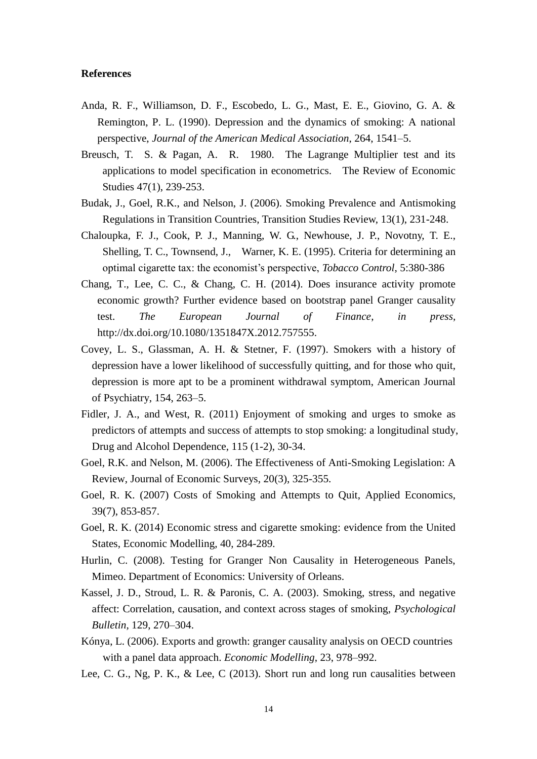**References**

Anda, R. F., Williamson, D. F., Escobedo, L. G., Mast, E. E., Giovino, G. A. & Remington, P. L. (1990). Depression and the dynamics of smoking: A national perspective, *Journal of the American Medical Association*, 264, 1541–5.

Breusch, T. S. & Pagan, A. R. 1980. The Lagrange Multiplier test and its applications to model specification in econometrics. The Review of Economic Studies 47(1), 239-253.

Budak, J., Goel, R.K., and Nelson, J. (2006). Smoking Prevalence and Antismoking Regulations in Transition Countries, Transition Studies Review, 13(1), 231-248.

Chaloupka, F. J., Cook, P. J., Manning, W. G., Newhouse, J. P., Novotny, T. E., Shelling, T. C., Townsend, J., Warner, K. E. (1995). Criteria for determining an optimal cigarette tax: the economist's perspective, *Tobacco Control*, 5:380-386

Chang, T., Lee, C. C., & Chang, C. H. (2014). Does insurance activity promote economic growth? Further evidence based on bootstrap panel Granger causality test. *The European Journal of Finance*, *in press*, http://dx.doi.org/10.1080/1351847X.2012.757555.

Covey, L. S., Glassman, A. H. & Stetner, F. (1997). Smokers with a history of depression have a lower likelihood of successfully quitting, and for those who quit, depression is more apt to be a prominent withdrawal symptom, American Journal of Psychiatry, 154, 263–5.

Fidler, J. A., and West, R. (2011) Enjoyment of smoking and urges to smoke as predictors of attempts and success of attempts to stop smoking: a longitudinal study, Drug and Alcohol Dependence, 115 (1-2), 30-34.

Goel, R.K. and Nelson, M. (2006). The Effectiveness of Anti-Smoking Legislation: A Review, Journal of Economic Surveys, 20(3), 325-355.

Goel, R. K. (2007) Costs of Smoking and Attempts to Quit, Applied Economics, 39(7), 853-857.

Goel, R. K. (2014) Economic stress and cigarette smoking: evidence from the United States, Economic Modelling, 40, 284-289.

Hurlin, C. (2008). Testing for Granger Non Causality in Heterogeneous Panels, Mimeo. Department of Economics: University of Orleans.

Kassel, J. D., Stroud, L. R. & Paronis, C. A. (2003). Smoking, stress, and negative affect: Correlation, causation, and context across stages of smoking, *Psychological Bulletin*, 129, 270–304.

Kónya, L. (2006). Exports and growth: granger causality analysis on OECD countries with a panel data approach. *Economic Modelling*, 23, 978–992.

Lee, C. G., Ng, P. K., & Lee, C (2013). Short run and long run causalities between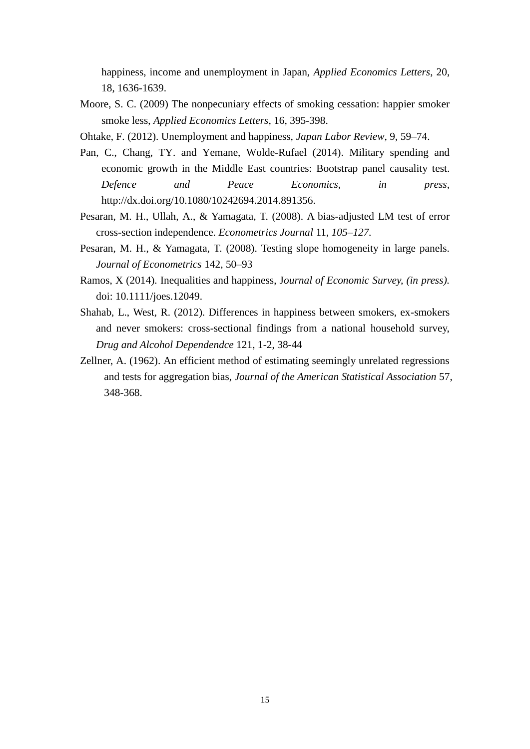happiness, income and unemployment in Japan, *Applied Economics Letters*, 20, 18, 1636-1639.

Moore, S. C. (2009) The nonpecuniary effects of smoking cessation: happier smoker smoke less, *Applied Economics Letters*, 16, 395-398.

Ohtake, F. (2012). Unemployment and happiness, *Japan Labor Review*, 9, 59–74.

Pan, C., Chang, TY. and Yemane, Wolde-Rufael (2014). Military spending and economic growth in the Middle East countries: Bootstrap panel causality test. *Defence and Peace Economics*, *in press*, http://dx.doi.org/10.1080/10242694.2014.891356.

Pesaran, M. H., Ullah, A., & Yamagata, T. (2008). A bias-adjusted LM test of error cross-section independence. *Econometrics Journal* 11, *105–127*.

Pesaran, M. H., & Yamagata, T. (2008). Testing slope homogeneity in large panels. *Journal of Econometrics* 142, 50–93

Ramos, X (2014). Inequalities and happiness, J*ournal of Economic Survey, (in press).* doi: 10.1111/joes.12049.

Shahab, L., West, R. (2012). Differences in happiness between smokers, ex-smokers and never smokers: cross-sectional findings from a national household survey, *Drug and Alcohol Dependendce* 121, 1-2, 38-44

Zellner, A. (1962). An efficient method of estimating seemingly unrelated regressions and tests for aggregation bias, *Journal of the American Statistical Association* 57, 348-368.